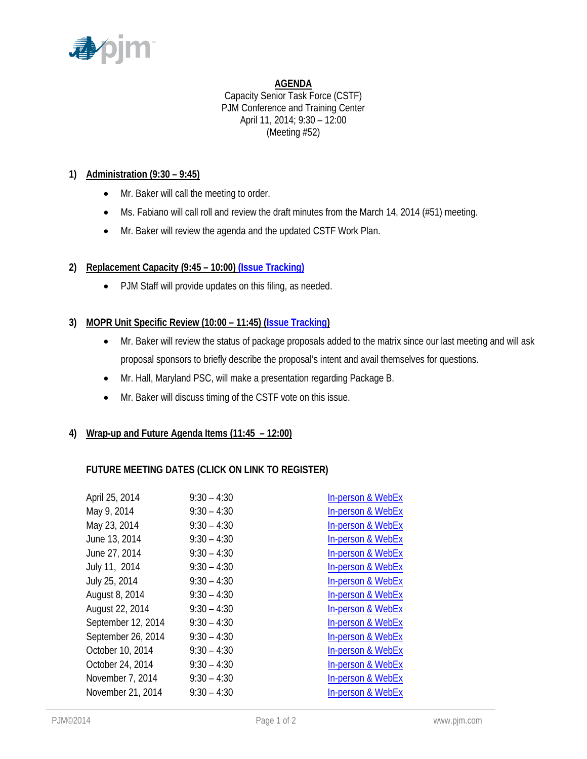**AGENDA**

Capacity Senior Task Force (CSTF)
PJM Conference and Training Center
April 11, 2014; 9:30 – 12:00
(Meeting #52)

## 1) Administration (9:30 – 9:45)

- Mr. Baker will call the meeting to order.
- Ms. Fabiano will call roll and review the draft minutes from the March 14, 2014 (#51) meeting.
- Mr. Baker will review the agenda and the updated CSTF Work Plan.

## 2) Replacement Capacity (9:45 – 10:00) (Issue Tracking)

- PJM Staff will provide updates on this filing, as needed.

## 3) MOPR Unit Specific Review (10:00 – 11:45) (Issue Tracking)

- Mr. Baker will review the status of package proposals added to the matrix since our last meeting and will ask proposal sponsors to briefly describe the proposal's intent and avail themselves for questions.
- Mr. Hall, Maryland PSC, will make a presentation regarding Package B.
- Mr. Baker will discuss timing of the CSTF vote on this issue.

## 4) Wrap-up and Future Agenda Items (11:45 – 12:00)

**FUTURE MEETING DATES (CLICK ON LINK TO REGISTER)**

| | | |
|---|---|---|
| April 25, 2014 | 9:30 – 4:30 | In-person & WebEx |
| May 9, 2014 | 9:30 – 4:30 | In-person & WebEx |
| May 23, 2014 | 9:30 – 4:30 | In-person & WebEx |
| June 13, 2014 | 9:30 – 4:30 | In-person & WebEx |
| June 27, 2014 | 9:30 – 4:30 | In-person & WebEx |
| July 11, 2014 | 9:30 – 4:30 | In-person & WebEx |
| July 25, 2014 | 9:30 – 4:30 | In-person & WebEx |
| August 8, 2014 | 9:30 – 4:30 | In-person & WebEx |
| August 22, 2014 | 9:30 – 4:30 | In-person & WebEx |
| September 12, 2014 | 9:30 – 4:30 | In-person & WebEx |
| September 26, 2014 | 9:30 – 4:30 | In-person & WebEx |
| October 10, 2014 | 9:30 – 4:30 | In-person & WebEx |
| October 24, 2014 | 9:30 – 4:30 | In-person & WebEx |
| November 7, 2014 | 9:30 – 4:30 | In-person & WebEx |
| November 21, 2014 | 9:30 – 4:30 | In-person & WebEx |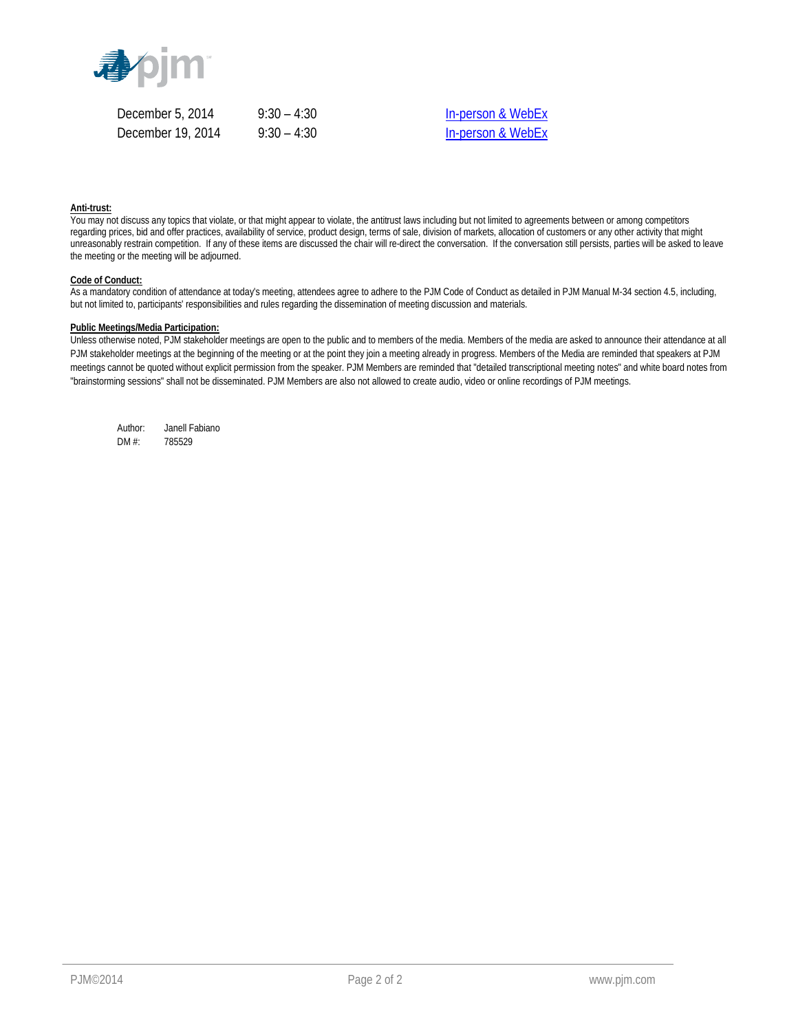| | | |
|---|---|---|
| December 5, 2014 | 9:30 – 4:30 | In-person & WebEx |
| December 19, 2014 | 9:30 – 4:30 | In-person & WebEx |

**Anti-trust:**

You may not discuss any topics that violate, or that might appear to violate, the antitrust laws including but not limited to agreements between or among competitors regarding prices, bid and offer practices, availability of service, product design, terms of sale, division of markets, allocation of customers or any other activity that might unreasonably restrain competition. If any of these items are discussed the chair will re-direct the conversation. If the conversation still persists, parties will be asked to leave the meeting or the meeting will be adjourned.

**Code of Conduct:**

As a mandatory condition of attendance at today's meeting, attendees agree to adhere to the PJM Code of Conduct as detailed in PJM Manual M-34 section 4.5, including, but not limited to, participants' responsibilities and rules regarding the dissemination of meeting discussion and materials.

**Public Meetings/Media Participation:**

Unless otherwise noted, PJM stakeholder meetings are open to the public and to members of the media. Members of the media are asked to announce their attendance at all PJM stakeholder meetings at the beginning of the meeting or at the point they join a meeting already in progress. Members of the Media are reminded that speakers at PJM meetings cannot be quoted without explicit permission from the speaker. PJM Members are reminded that "detailed transcriptional meeting notes" and white board notes from "brainstorming sessions" shall not be disseminated. PJM Members are also not allowed to create audio, video or online recordings of PJM meetings.

Author: Janell Fabiano
DM #: 785529